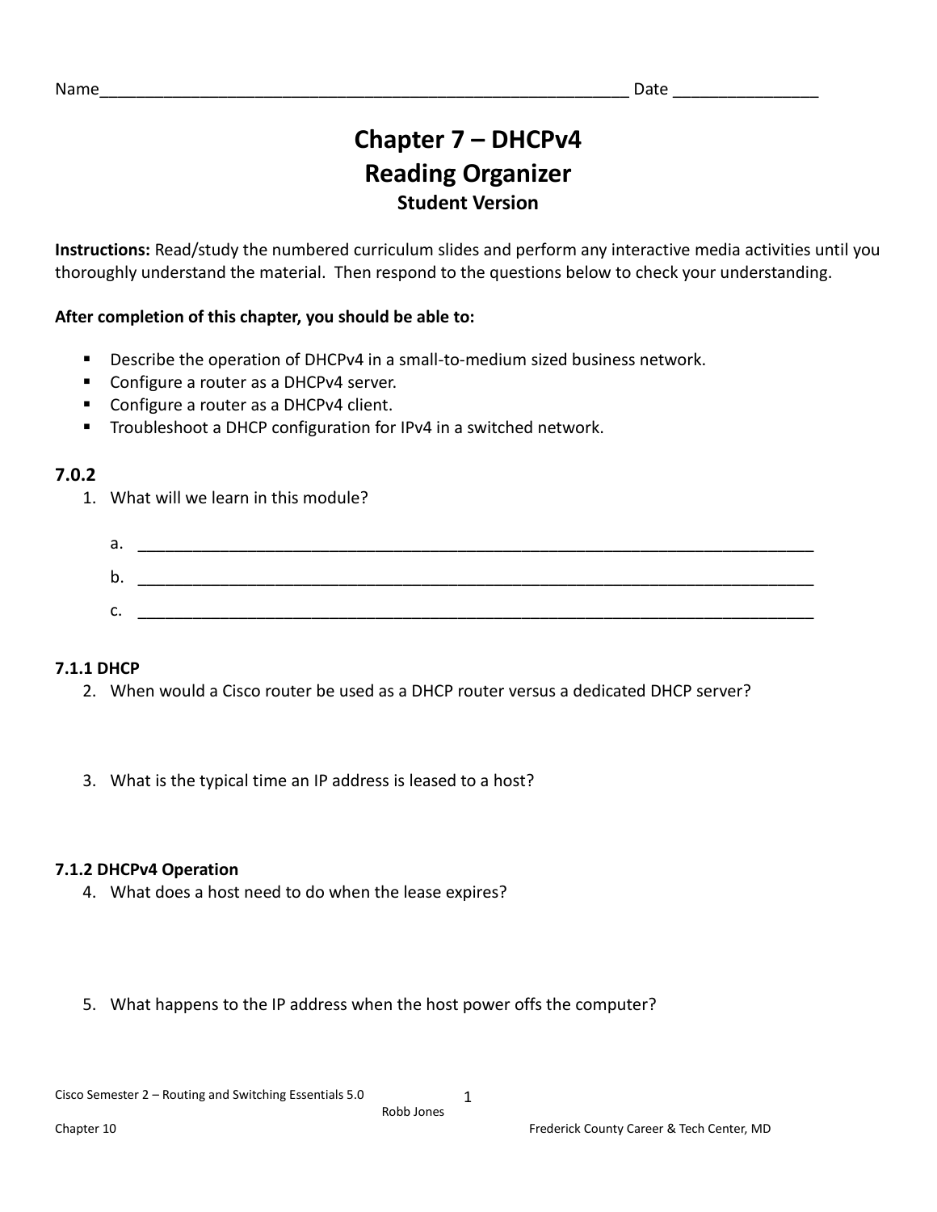Name_____________________________________________________________ Date ________________

# Chapter 7 – DHCPv4
# Reading Organizer
## Student Version

**Instructions:** Read/study the numbered curriculum slides and perform any interactive media activities until you thoroughly understand the material. Then respond to the questions below to check your understanding.

**After completion of this chapter, you should be able to:**

- Describe the operation of DHCPv4 in a small-to-medium sized business network.
- Configure a router as a DHCPv4 server.
- Configure a router as a DHCPv4 client.
- Troubleshoot a DHCP configuration for IPv4 in a switched network.

### 7.0.2

1. What will we learn in this module?

   a. ______________________________________________________________________________

   b. ______________________________________________________________________________

   c. ______________________________________________________________________________

### 7.1.1 DHCP

2. When would a Cisco router be used as a DHCP router versus a dedicated DHCP server?

3. What is the typical time an IP address is leased to a host?

### 7.1.2 DHCPv4 Operation

4. What does a host need to do when the lease expires?

5. What happens to the IP address when the host power offs the computer?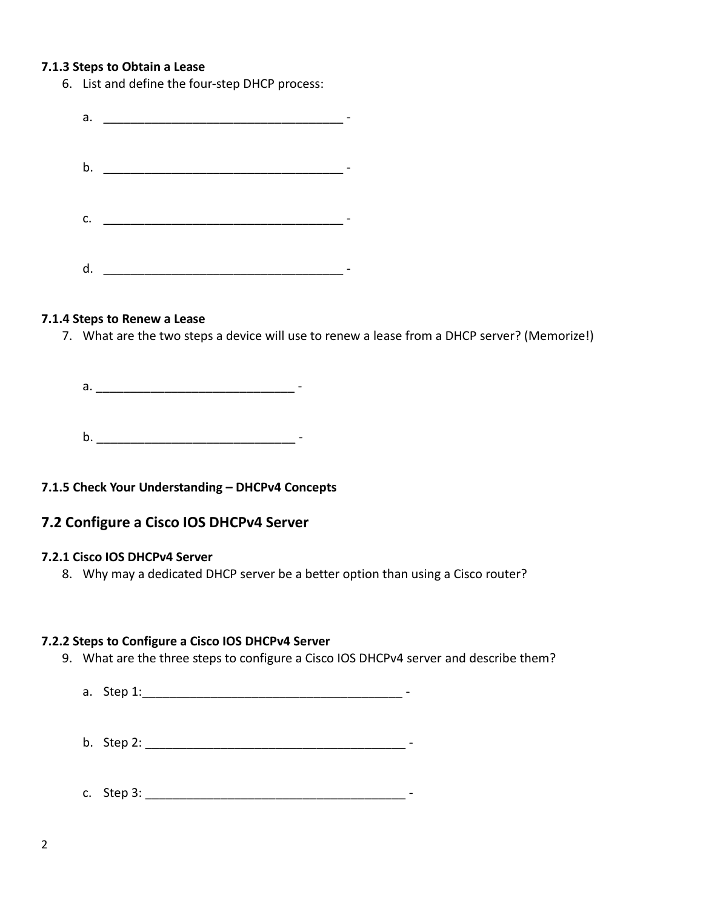#### 7.1.3 Steps to Obtain a Lease

6. List and define the four-step DHCP process:

   a. ____________________________________ -

   b. ____________________________________ -

   c. ____________________________________ -

   d. ____________________________________ -

#### 7.1.4 Steps to Renew a Lease

7. What are the two steps a device will use to renew a lease from a DHCP server? (Memorize!)

   a. _____________________________ -

   b. _____________________________ -

#### 7.1.5 Check Your Understanding – DHCPv4 Concepts

## 7.2 Configure a Cisco IOS DHCPv4 Server

#### 7.2.1 Cisco IOS DHCPv4 Server

8. Why may a dedicated DHCP server be a better option than using a Cisco router?

#### 7.2.2 Steps to Configure a Cisco IOS DHCPv4 Server

9. What are the three steps to configure a Cisco IOS DHCPv4 server and describe them?

   a. Step 1:_______________________________________ -

   b. Step 2: _______________________________________ -

   c. Step 3: _______________________________________ -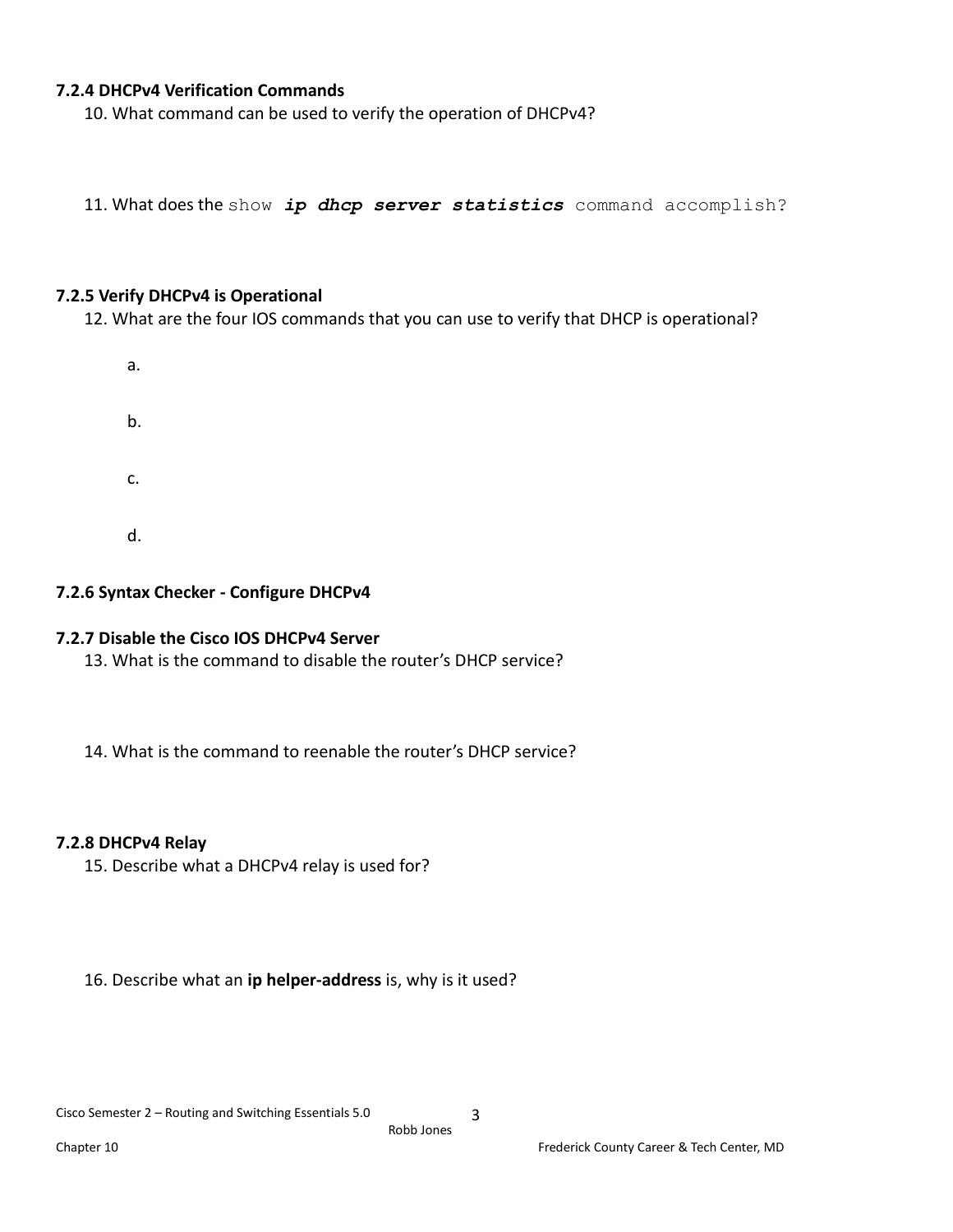### 7.2.4 DHCPv4 Verification Commands

10. What command can be used to verify the operation of DHCPv4?

11. What does the `show` ***`ip dhcp server statistics`*** `command accomplish?`

### 7.2.5 Verify DHCPv4 is Operational

12. What are the four IOS commands that you can use to verify that DHCP is operational?

   a.

   b.

   c.

   d.

### 7.2.6 Syntax Checker - Configure DHCPv4

### 7.2.7 Disable the Cisco IOS DHCPv4 Server

13. What is the command to disable the router's DHCP service?

14. What is the command to reenable the router's DHCP service?

### 7.2.8 DHCPv4 Relay

15. Describe what a DHCPv4 relay is used for?

16. Describe what an **ip helper-address** is, why is it used?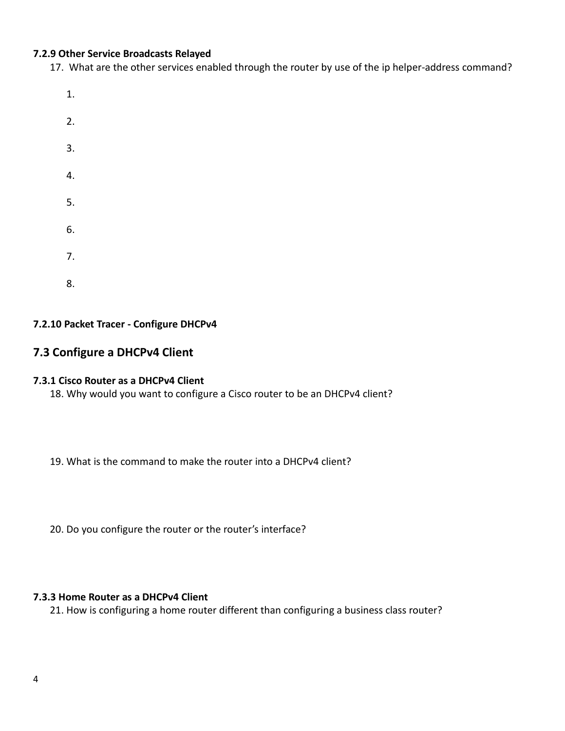#### 7.2.9 Other Service Broadcasts Relayed

17. What are the other services enabled through the router by use of the ip helper-address command?

    1.

    2.

    3.

    4.

    5.

    6.

    7.

    8.

#### 7.2.10 Packet Tracer - Configure DHCPv4

### 7.3 Configure a DHCPv4 Client

#### 7.3.1 Cisco Router as a DHCPv4 Client

18. Why would you want to configure a Cisco router to be an DHCPv4 client?

19. What is the command to make the router into a DHCPv4 client?

20. Do you configure the router or the router's interface?

#### 7.3.3 Home Router as a DHCPv4 Client

21. How is configuring a home router different than configuring a business class router?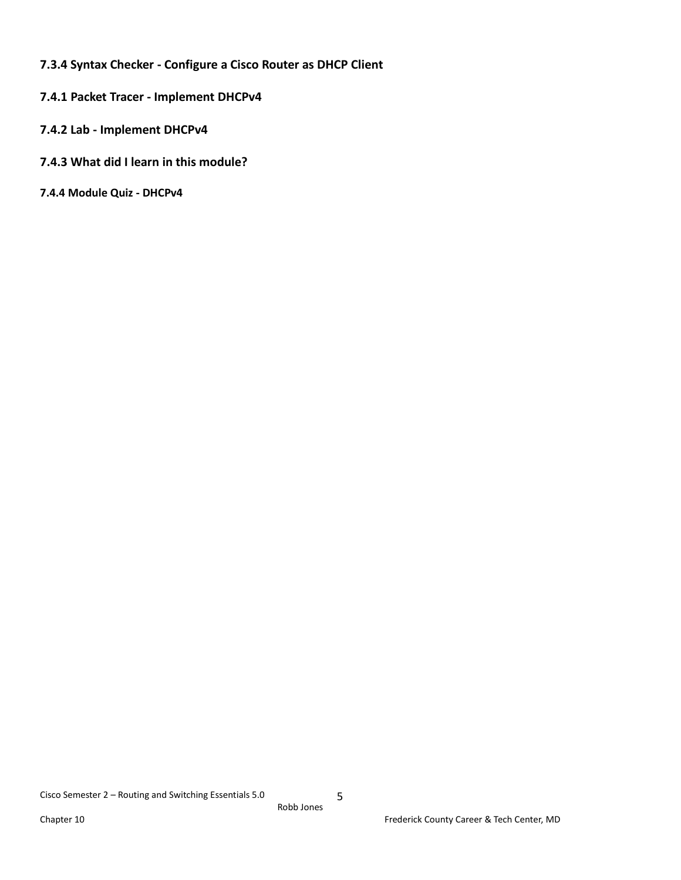**7.3.4 Syntax Checker - Configure a Cisco Router as DHCP Client**

**7.4.1 Packet Tracer - Implement DHCPv4**

**7.4.2 Lab - Implement DHCPv4**

**7.4.3 What did I learn in this module?**

**7.4.4 Module Quiz - DHCPv4**